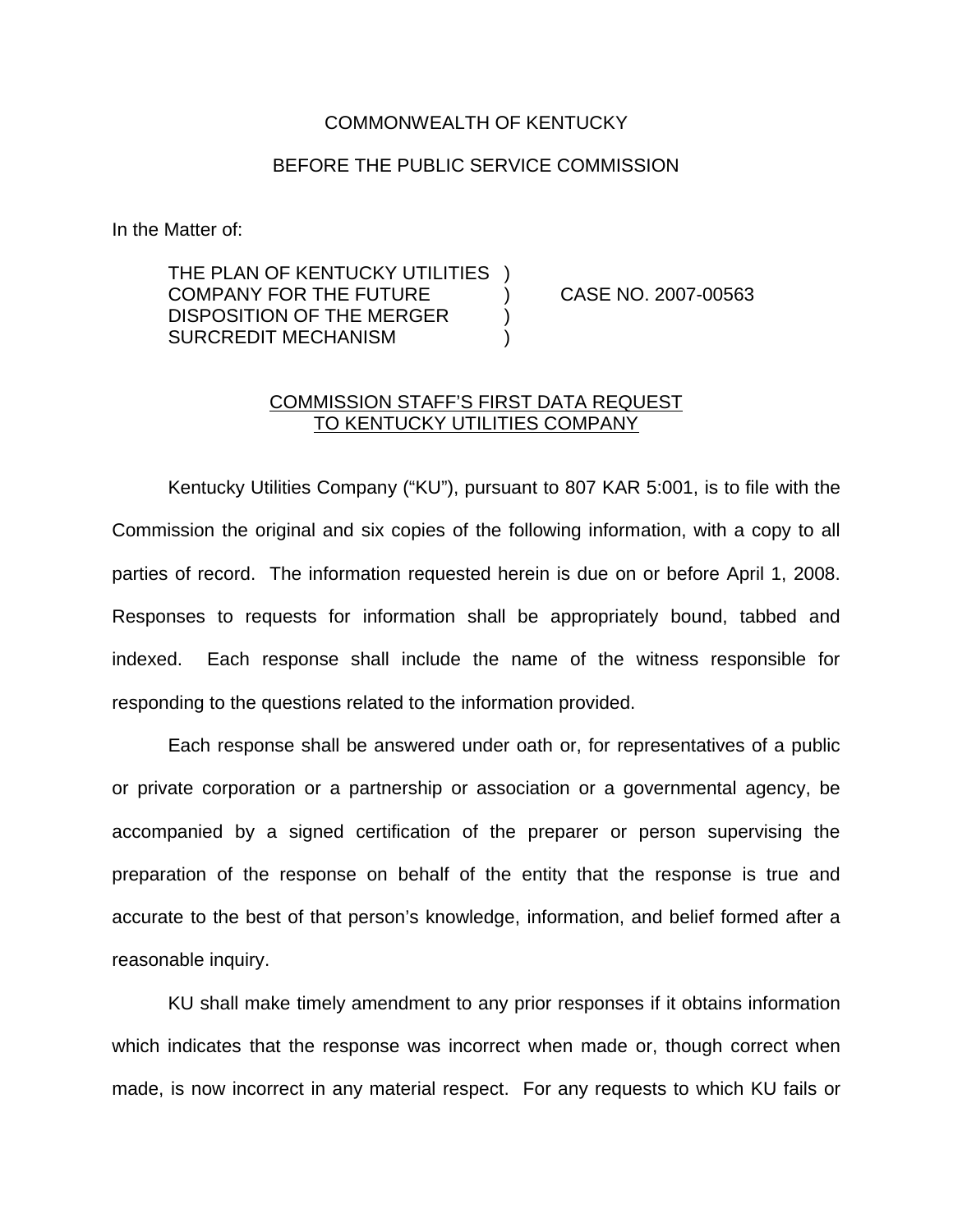COMMONWEALTH OF KENTUCKY

BEFORE THE PUBLIC SERVICE COMMISSION

In the Matter of:

| | | |
|---|---|---|
| THE PLAN OF KENTUCKY UTILITIES COMPANY FOR THE FUTURE DISPOSITION OF THE MERGER SURCREDIT MECHANISM | ) ) ) ) | CASE NO. 2007-00563 |

<u>COMMISSION STAFF'S FIRST DATA REQUEST TO KENTUCKY UTILITIES COMPANY</u>

Kentucky Utilities Company ("KU"), pursuant to 807 KAR 5:001, is to file with the Commission the original and six copies of the following information, with a copy to all parties of record. The information requested herein is due on or before April 1, 2008. Responses to requests for information shall be appropriately bound, tabbed and indexed. Each response shall include the name of the witness responsible for responding to the questions related to the information provided.

Each response shall be answered under oath or, for representatives of a public or private corporation or a partnership or association or a governmental agency, be accompanied by a signed certification of the preparer or person supervising the preparation of the response on behalf of the entity that the response is true and accurate to the best of that person's knowledge, information, and belief formed after a reasonable inquiry.

KU shall make timely amendment to any prior responses if it obtains information which indicates that the response was incorrect when made or, though correct when made, is now incorrect in any material respect. For any requests to which KU fails or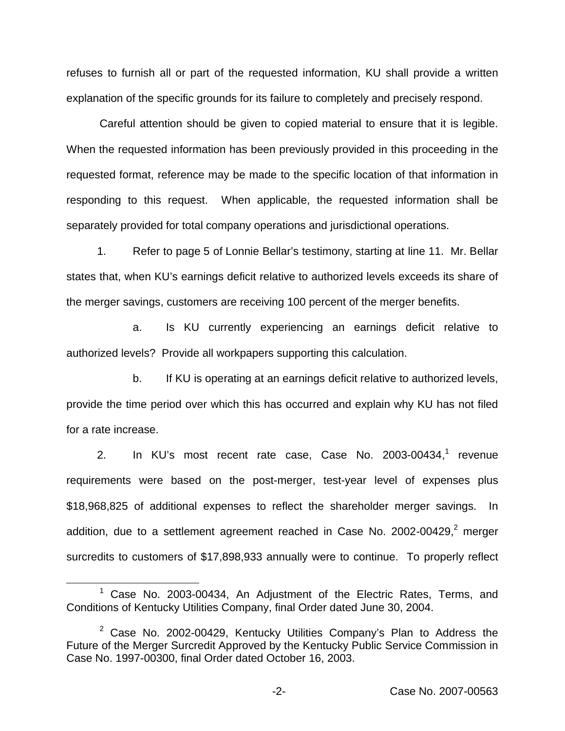refuses to furnish all or part of the requested information, KU shall provide a written explanation of the specific grounds for its failure to completely and precisely respond.

Careful attention should be given to copied material to ensure that it is legible. When the requested information has been previously provided in this proceeding in the requested format, reference may be made to the specific location of that information in responding to this request. When applicable, the requested information shall be separately provided for total company operations and jurisdictional operations.

1. Refer to page 5 of Lonnie Bellar's testimony, starting at line 11. Mr. Bellar states that, when KU's earnings deficit relative to authorized levels exceeds its share of the merger savings, customers are receiving 100 percent of the merger benefits.

 a. Is KU currently experiencing an earnings deficit relative to authorized levels? Provide all workpapers supporting this calculation.

 b. If KU is operating at an earnings deficit relative to authorized levels, provide the time period over which this has occurred and explain why KU has not filed for a rate increase.

2. In KU's most recent rate case, Case No. 2003-00434,[1] revenue requirements were based on the post-merger, test-year level of expenses plus $18,968,825 of additional expenses to reflect the shareholder merger savings. In addition, due to a settlement agreement reached in Case No. 2002-00429,[2] merger surcredits to customers of $17,898,933 annually were to continue. To properly reflect

[1] Case No. 2003-00434, An Adjustment of the Electric Rates, Terms, and Conditions of Kentucky Utilities Company, final Order dated June 30, 2004.

[2] Case No. 2002-00429, Kentucky Utilities Company's Plan to Address the Future of the Merger Surcredit Approved by the Kentucky Public Service Commission in Case No. 1997-00300, final Order dated October 16, 2003.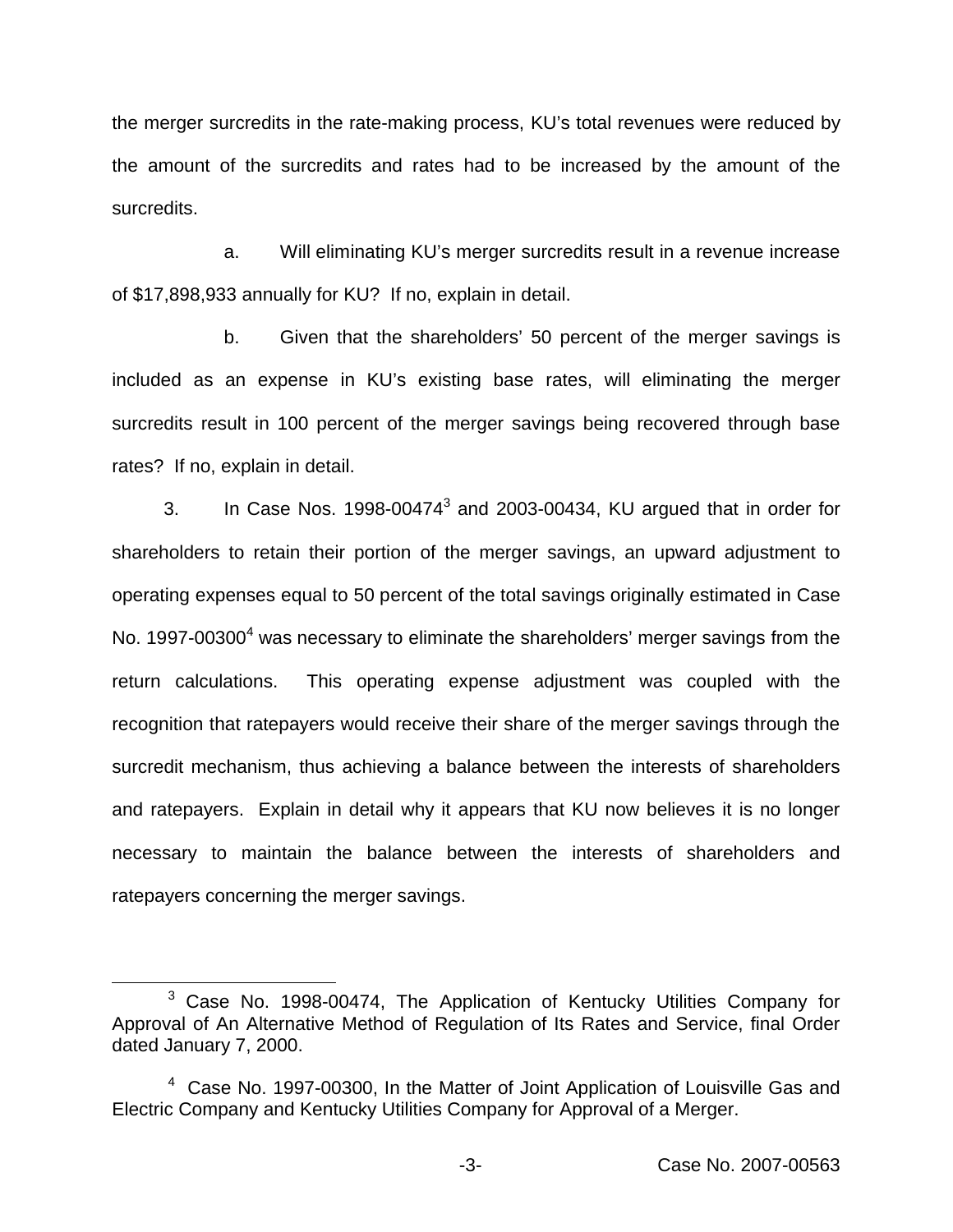the merger surcredits in the rate-making process, KU's total revenues were reduced by the amount of the surcredits and rates had to be increased by the amount of the surcredits.

a. Will eliminating KU's merger surcredits result in a revenue increase of $17,898,933 annually for KU? If no, explain in detail.

b. Given that the shareholders' 50 percent of the merger savings is included as an expense in KU's existing base rates, will eliminating the merger surcredits result in 100 percent of the merger savings being recovered through base rates? If no, explain in detail.

3. In Case Nos. 1998-00474[3] and 2003-00434, KU argued that in order for shareholders to retain their portion of the merger savings, an upward adjustment to operating expenses equal to 50 percent of the total savings originally estimated in Case No. 1997-00300[4] was necessary to eliminate the shareholders' merger savings from the return calculations. This operating expense adjustment was coupled with the recognition that ratepayers would receive their share of the merger savings through the surcredit mechanism, thus achieving a balance between the interests of shareholders and ratepayers. Explain in detail why it appears that KU now believes it is no longer necessary to maintain the balance between the interests of shareholders and ratepayers concerning the merger savings.

---

[3] Case No. 1998-00474, The Application of Kentucky Utilities Company for Approval of An Alternative Method of Regulation of Its Rates and Service, final Order dated January 7, 2000.

[4] Case No. 1997-00300, In the Matter of Joint Application of Louisville Gas and Electric Company and Kentucky Utilities Company for Approval of a Merger.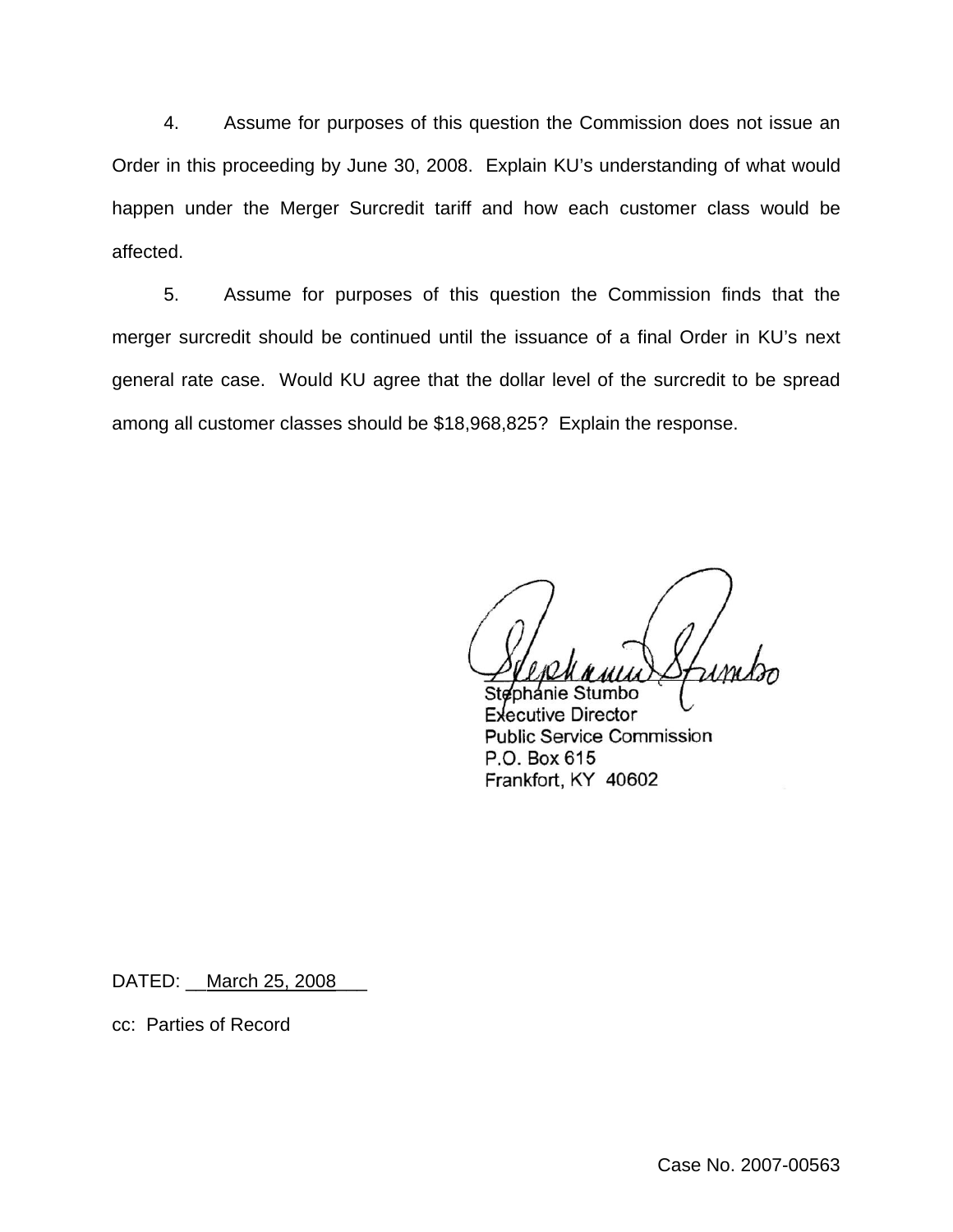4. Assume for purposes of this question the Commission does not issue an Order in this proceeding by June 30, 2008. Explain KU's understanding of what would happen under the Merger Surcredit tariff and how each customer class would be affected.

5. Assume for purposes of this question the Commission finds that the merger surcredit should be continued until the issuance of a final Order in KU's next general rate case. Would KU agree that the dollar level of the surcredit to be spread among all customer classes should be $18,968,825? Explain the response.

Stephanie Stumbo
Executive Director
Public Service Commission
P.O. Box 615
Frankfort, KY 40602

DATED: March 25, 2008

cc: Parties of Record

Case No. 2007-00563